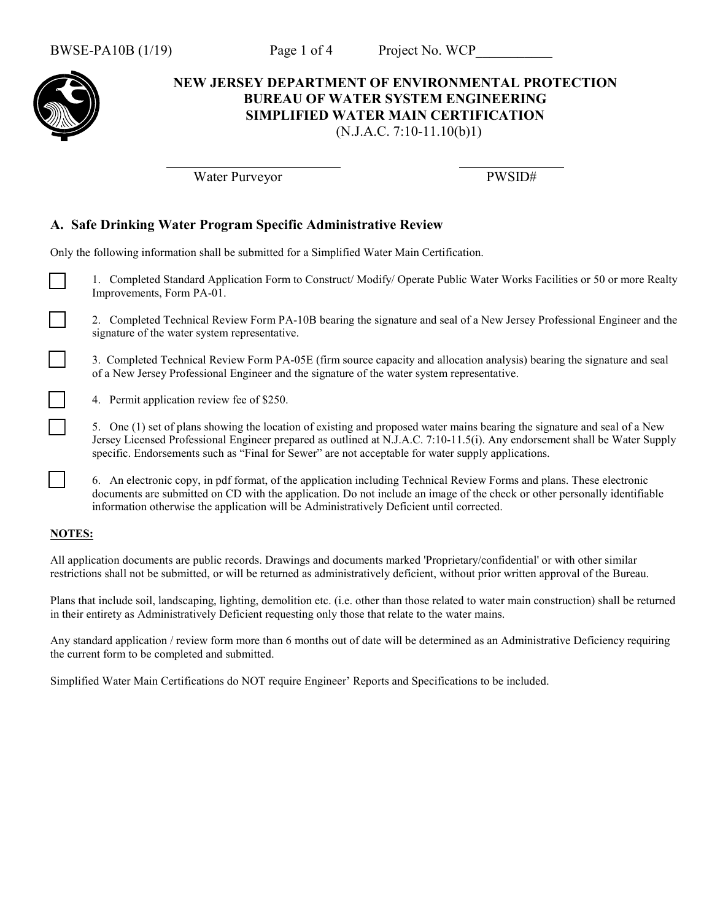BWSE-PA10B (1/19) Project No. WCP___________

**NEW JERSEY DEPARTMENT OF ENVIRONMENTAL PROTECTION**
**BUREAU OF WATER SYSTEM ENGINEERING**
**SIMPLIFIED WATER MAIN CERTIFICATION**
(N.J.A.C. 7:10-11.10(b)1)

_________________________ _______________
Water Purveyor PWSID#

## A. Safe Drinking Water Program Specific Administrative Review

Only the following information shall be submitted for a Simplified Water Main Certification.

☐ 1. Completed Standard Application Form to Construct/ Modify/ Operate Public Water Works Facilities or 50 or more Realty Improvements, Form PA-01.

☐ 2. Completed Technical Review Form PA-10B bearing the signature and seal of a New Jersey Professional Engineer and the signature of the water system representative.

☐ 3. Completed Technical Review Form PA-05E (firm source capacity and allocation analysis) bearing the signature and seal of a New Jersey Professional Engineer and the signature of the water system representative.

☐ 4. Permit application review fee of $250.

☐ 5. One (1) set of plans showing the location of existing and proposed water mains bearing the signature and seal of a New Jersey Licensed Professional Engineer prepared as outlined at N.J.A.C. 7:10-11.5(i). Any endorsement shall be Water Supply specific. Endorsements such as "Final for Sewer" are not acceptable for water supply applications.

☐ 6. An electronic copy, in pdf format, of the application including Technical Review Forms and plans. These electronic documents are submitted on CD with the application. Do not include an image of the check or other personally identifiable information otherwise the application will be Administratively Deficient until corrected.

**NOTES:**

All application documents are public records. Drawings and documents marked 'Proprietary/confidential' or with other similar restrictions shall not be submitted, or will be returned as administratively deficient, without prior written approval of the Bureau.

Plans that include soil, landscaping, lighting, demolition etc. (i.e. other than those related to water main construction) shall be returned in their entirety as Administratively Deficient requesting only those that relate to the water mains.

Any standard application / review form more than 6 months out of date will be determined as an Administrative Deficiency requiring the current form to be completed and submitted.

Simplified Water Main Certifications do NOT require Engineer' Reports and Specifications to be included.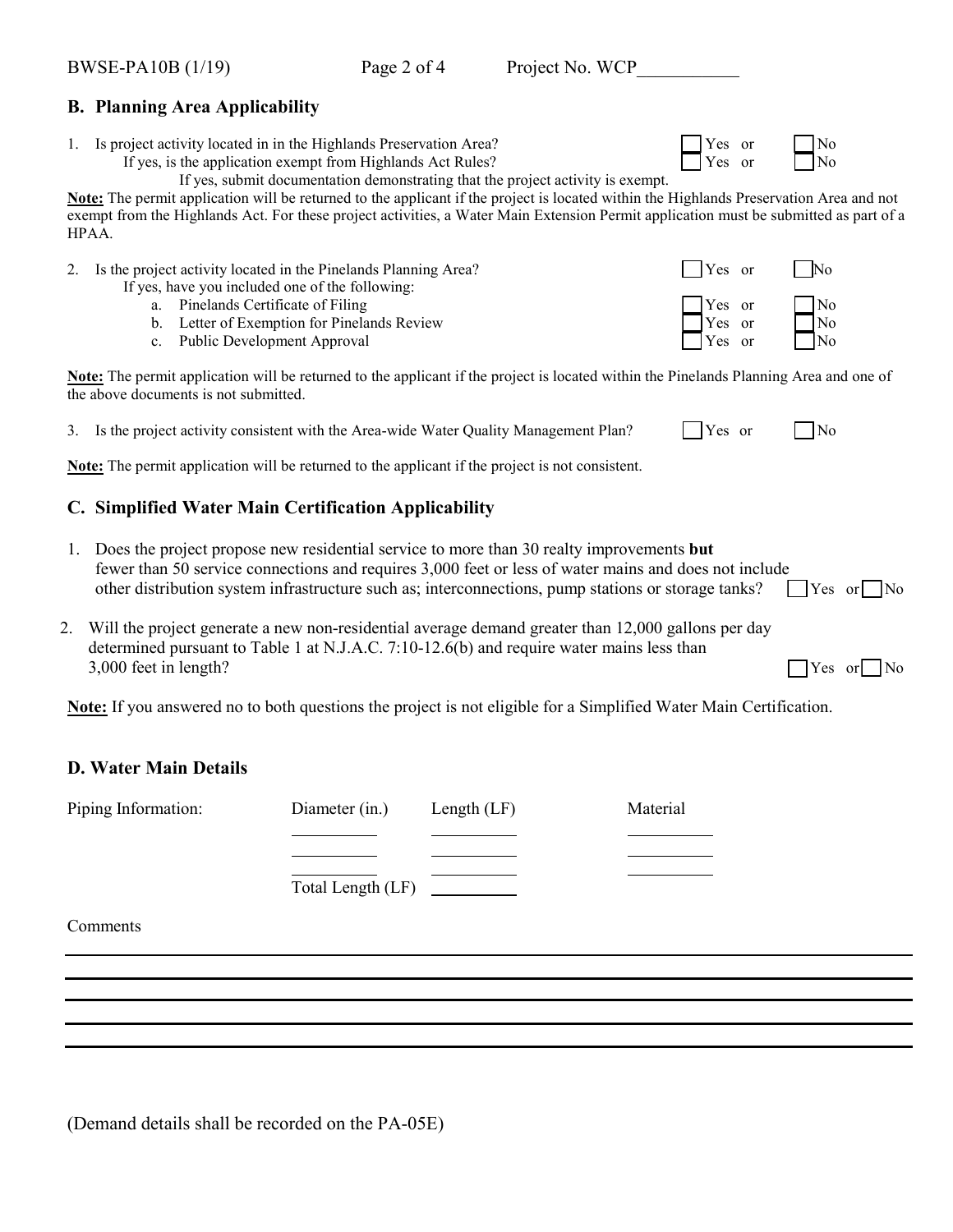## B. Planning Area Applicability

1. Is project activity located in in the Highlands Preservation Area? ☐ Yes or ☐ No
   If yes, is the application exempt from Highlands Act Rules? ☐ Yes or ☐ No
   If yes, submit documentation demonstrating that the project activity is exempt.

**Note:** The permit application will be returned to the applicant if the project is located within the Highlands Preservation Area and not exempt from the Highlands Act. For these project activities, a Water Main Extension Permit application must be submitted as part of a HPAA.

2. Is the project activity located in the Pinelands Planning Area? ☐ Yes or ☐ No
   If yes, have you included one of the following:
   a. Pinelands Certificate of Filing ☐ Yes or ☐ No
   b. Letter of Exemption for Pinelands Review ☐ Yes or ☐ No
   c. Public Development Approval ☐ Yes or ☐ No

**Note:** The permit application will be returned to the applicant if the project is located within the Pinelands Planning Area and one of the above documents is not submitted.

3. Is the project activity consistent with the Area-wide Water Quality Management Plan? ☐ Yes or ☐ No

**Note:** The permit application will be returned to the applicant if the project is not consistent.

## C. Simplified Water Main Certification Applicability

1. Does the project propose new residential service to more than 30 realty improvements **but** fewer than 50 service connections and requires 3,000 feet or less of water mains and does not include other distribution system infrastructure such as; interconnections, pump stations or storage tanks? ☐ Yes or ☐ No

2. Will the project generate a new non-residential average demand greater than 12,000 gallons per day determined pursuant to Table 1 at N.J.A.C. 7:10-12.6(b) and require water mains less than 3,000 feet in length? ☐ Yes or ☐ No

**Note:** If you answered no to both questions the project is not eligible for a Simplified Water Main Certification.

## D. Water Main Details

| Piping Information: | Diameter (in.) | Length (LF) | Material |
|---|---|---|---|
| | ________ | ________ | ________ |
| | ________ | ________ | ________ |
| | ________ | ________ | ________ |
| | Total Length (LF) | ________ | |

Comments

_______________________________________________

_______________________________________________

_______________________________________________

_______________________________________________

_______________________________________________

(Demand details shall be recorded on the PA-05E)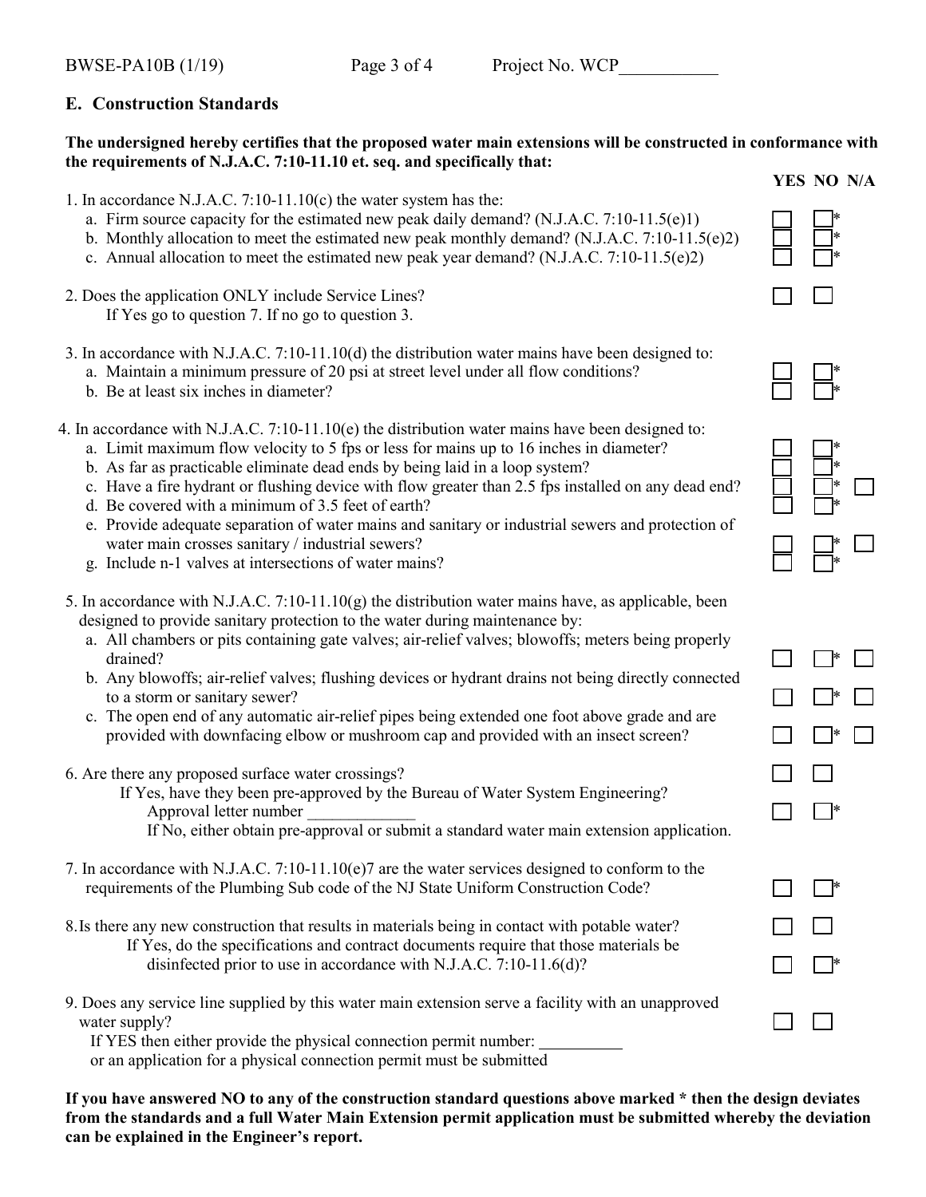## E. Construction Standards

**The undersigned hereby certifies that the proposed water main extensions will be constructed in conformance with the requirements of N.J.A.C. 7:10-11.10 et. seq. and specifically that:**

| Item | YES | NO | N/A |
|---|---|---|---|
| 1. In accordance N.J.A.C. 7:10-11.10(c) the water system has the: | | | |
| a. Firm source capacity for the estimated new peak daily demand? (N.J.A.C. 7:10-11.5(e)1) | ☐ | ☐* | |
| b. Monthly allocation to meet the estimated new peak monthly demand? (N.J.A.C. 7:10-11.5(e)2) | ☐ | ☐* | |
| c. Annual allocation to meet the estimated new peak year demand? (N.J.A.C. 7:10-11.5(e)2) | ☐ | ☐* | |
| 2. Does the application ONLY include Service Lines? If Yes go to question 7. If no go to question 3. | ☐ | ☐ | |
| 3. In accordance with N.J.A.C. 7:10-11.10(d) the distribution water mains have been designed to: | | | |
| a. Maintain a minimum pressure of 20 psi at street level under all flow conditions? | ☐ | ☐* | |
| b. Be at least six inches in diameter? | ☐ | ☐* | |
| 4. In accordance with N.J.A.C. 7:10-11.10(e) the distribution water mains have been designed to: | | | |
| a. Limit maximum flow velocity to 5 fps or less for mains up to 16 inches in diameter? | ☐ | ☐* | |
| b. As far as practicable eliminate dead ends by being laid in a loop system? | ☐ | ☐* | |
| c. Have a fire hydrant or flushing device with flow greater than 2.5 fps installed on any dead end? | ☐ | ☐* | ☐ |
| d. Be covered with a minimum of 3.5 feet of earth? | ☐ | ☐* | |
| e. Provide adequate separation of water mains and sanitary or industrial sewers and protection of water main crosses sanitary / industrial sewers? | ☐ | ☐* | ☐ |
| g. Include n-1 valves at intersections of water mains? | ☐ | ☐* | |
| 5. In accordance with N.J.A.C. 7:10-11.10(g) the distribution water mains have, as applicable, been designed to provide sanitary protection to the water during maintenance by: | | | |
| a. All chambers or pits containing gate valves; air-relief valves; blowoffs; meters being properly drained? | ☐ | ☐* | ☐ |
| b. Any blowoffs; air-relief valves; flushing devices or hydrant drains not being directly connected to a storm or sanitary sewer? | ☐ | ☐* | ☐ |
| c. The open end of any automatic air-relief pipes being extended one foot above grade and are provided with downfacing elbow or mushroom cap and provided with an insect screen? | ☐ | ☐* | ☐ |
| 6. Are there any proposed surface water crossings? | ☐ | ☐ | |
| If Yes, have they been pre-approved by the Bureau of Water System Engineering? Approval letter number _____________ If No, either obtain pre-approval or submit a standard water main extension application. | ☐ | ☐* | |
| 7. In accordance with N.J.A.C. 7:10-11.10(e)7 are the water services designed to conform to the requirements of the Plumbing Sub code of the NJ State Uniform Construction Code? | ☐ | ☐* | |
| 8. Is there any new construction that results in materials being in contact with potable water? | ☐ | ☐ | |
| If Yes, do the specifications and contract documents require that those materials be disinfected prior to use in accordance with N.J.A.C. 7:10-11.6(d)? | ☐ | ☐* | |
| 9. Does any service line supplied by this water main extension serve a facility with an unapproved water supply? If YES then either provide the physical connection permit number: __________ or an application for a physical connection permit must be submitted | ☐ | ☐ | |

**If you have answered NO to any of the construction standard questions above marked * then the design deviates from the standards and a full Water Main Extension permit application must be submitted whereby the deviation can be explained in the Engineer's report.**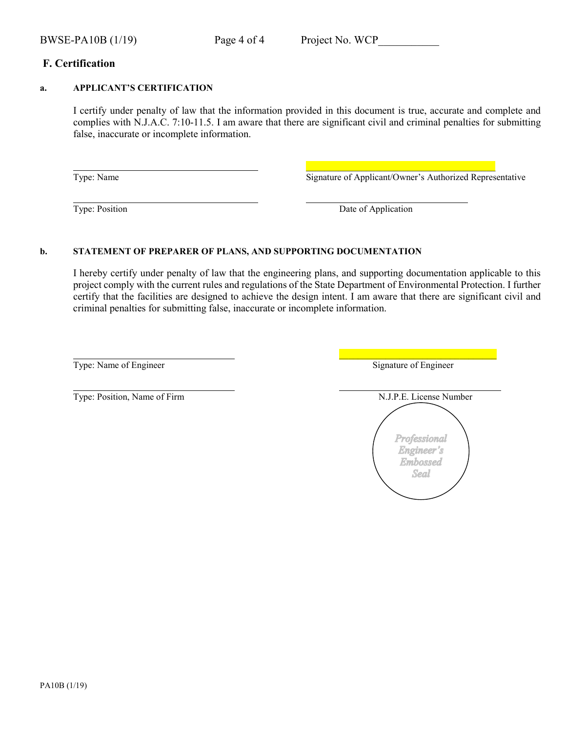## F. Certification

**a. APPLICANT'S CERTIFICATION**

I certify under penalty of law that the information provided in this document is true, accurate and complete and complies with N.J.A.C. 7:10-11.5. I am aware that there are significant civil and criminal penalties for submitting false, inaccurate or incomplete information.

\_\_\_\_\_\_\_\_\_\_\_\_\_\_\_\_\_\_\_\_\_\_\_\_\_\_\_\_\_\_\_\_\_\_\_\_\_\_ \_\_\_\_\_\_\_\_\_\_\_\_\_\_\_\_\_\_\_\_\_\_\_\_\_\_\_\_\_\_\_\_\_\_\_\_\_\_

Type: Name Signature of Applicant/Owner's Authorized Representative

\_\_\_\_\_\_\_\_\_\_\_\_\_\_\_\_\_\_\_\_\_\_\_\_\_\_\_\_\_\_\_\_\_\_\_\_\_\_ \_\_\_\_\_\_\_\_\_\_\_\_\_\_\_\_\_\_\_\_\_\_\_\_\_\_\_\_\_\_\_\_\_\_\_\_\_\_

Type: Position Date of Application

**b. STATEMENT OF PREPARER OF PLANS, AND SUPPORTING DOCUMENTATION**

I hereby certify under penalty of law that the engineering plans, and supporting documentation applicable to this project comply with the current rules and regulations of the State Department of Environmental Protection. I further certify that the facilities are designed to achieve the design intent. I am aware that there are significant civil and criminal penalties for submitting false, inaccurate or incomplete information.

\_\_\_\_\_\_\_\_\_\_\_\_\_\_\_\_\_\_\_\_\_\_\_\_\_\_\_\_\_\_\_\_\_\_\_\_\_\_ \_\_\_\_\_\_\_\_\_\_\_\_\_\_\_\_\_\_\_\_\_\_\_\_\_\_\_\_\_\_\_\_\_\_\_\_\_\_

Type: Name of Engineer Signature of Engineer

\_\_\_\_\_\_\_\_\_\_\_\_\_\_\_\_\_\_\_\_\_\_\_\_\_\_\_\_\_\_\_\_\_\_\_\_\_\_ \_\_\_\_\_\_\_\_\_\_\_\_\_\_\_\_\_\_\_\_\_\_\_\_\_\_\_\_\_\_\_\_\_\_\_\_\_\_

Type: Position, Name of Firm N.J.P.E. License Number

*Professional Engineer's Embossed Seal*